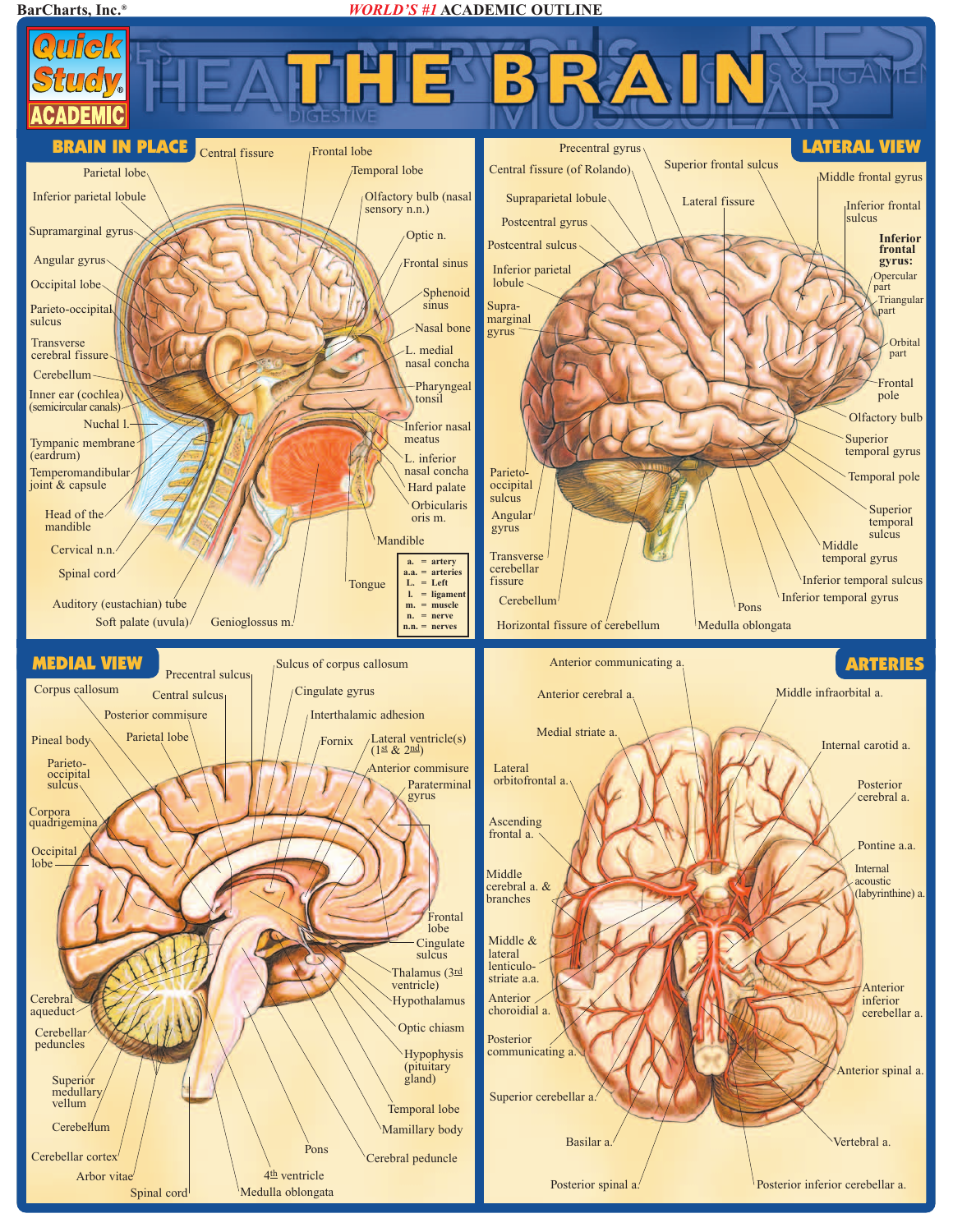BarCharts, Inc.®

*WORLD'S #1* ACADEMIC OUTLINE

Quick Study® ACADEMIC

# THE BRAIN

## BRAIN IN PLACE

Central fissure

Frontal lobe

Parietal lobe

Temporal lobe

Inferior parietal lobule

Olfactory bulb (nasal sensory n.n.)

Supramarginal gyrus

Optic n.

Angular gyrus

Frontal sinus

Occipital lobe

Sphenoid sinus

Parieto-occipital sulcus

Nasal bone

Transverse cerebral fissure

L. medial nasal concha

Cerebellum

Pharyngeal tonsil

Inner ear (cochlea) (semicircular canals)

Nuchal l.

Inferior nasal meatus

Tympanic membrane (eardrum)

L. inferior nasal concha

Temperomandibular joint & capsule

Hard palate

Orbicularis oris m.

Head of the mandible

Mandible

Cervical n.n.

Spinal cord

Tongue

Auditory (eustachian) tube

Soft palate (uvula)

Genioglossus m.

| | |
|---|---|
| a. | artery |
| a.a. | arteries |
| L. | Left |
| l. | ligament |
| m. | muscle |
| n. | nerve |
| n.n. | nerves |

## LATERAL VIEW

Precentral gyrus

Central fissure (of Rolando)

Superior frontal sulcus

Middle frontal gyrus

Suprapariet al lobule

Lateral fissure

Inferior frontal sulcus

Postcentral gyrus

**Inferior frontal gyrus:**
- Opercular part
- Triangular part
- Orbital part

Postcentral sulcus

Inferior parietal lobule

Supra-marginal gyrus

Frontal pole

Olfactory bulb

Superior temporal gyrus

Temporal pole

Parieto-occipital sulcus

Superior temporal sulcus

Angular gyrus

Middle temporal gyrus

Transverse cerebellar fissure

Inferior temporal sulcus

Inferior temporal gyrus

Cerebellum

Pons

Horizontal fissure of cerebellum

Medulla oblongata

## MEDIAL VIEW

Sulcus of corpus callosum

Precentral sulcus

Corpus callosum

Cingulate gyrus

Central sulcus

Posterior commisure

Interthalamic adhesion

Pineal body

Parietal lobe

Fornix

Lateral ventricle(s) (1st & 2nd)

Parieto-occipital sulcus

Anterior commisure

Paraterminal gyrus

Corpora quadrigemina

Occipital lobe

Frontal lobe

Cingulate sulcus

Thalamus (3rd ventricle)

Cerebral aqueduct

Hypothalamus

Cerebellar peduncles

Optic chiasm

Hypophysis (pituitary gland)

Superior medullary vellum

Temporal lobe

Cerebellum

Mamillary body

Pons

Cerebellar cortex

Cerebral peduncle

Arbor vitae

4th ventricle

Spinal cord

Medulla oblongata

## ARTERIES

Anterior communicating a.

Anterior cerebral a.

Middle infraorbital a.

Medial striate a.

Internal carotid a.

Lateral orbitofrontal a.

Posterior cerebral a.

Ascending frontal a.

Pontine a.a.

Internal acoustic (labyrinthine) a.

Middle cerebral a. & branches

Middle & lateral lenticulo-striate a.a.

Anterior choroidial a.

Anterior inferior cerebellar a.

Posterior communicating a.

Anterior spinal a.

Superior cerebellar a.

Basilar a.

Vertebral a.

Posterior spinal a.

Posterior inferior cerebellar a.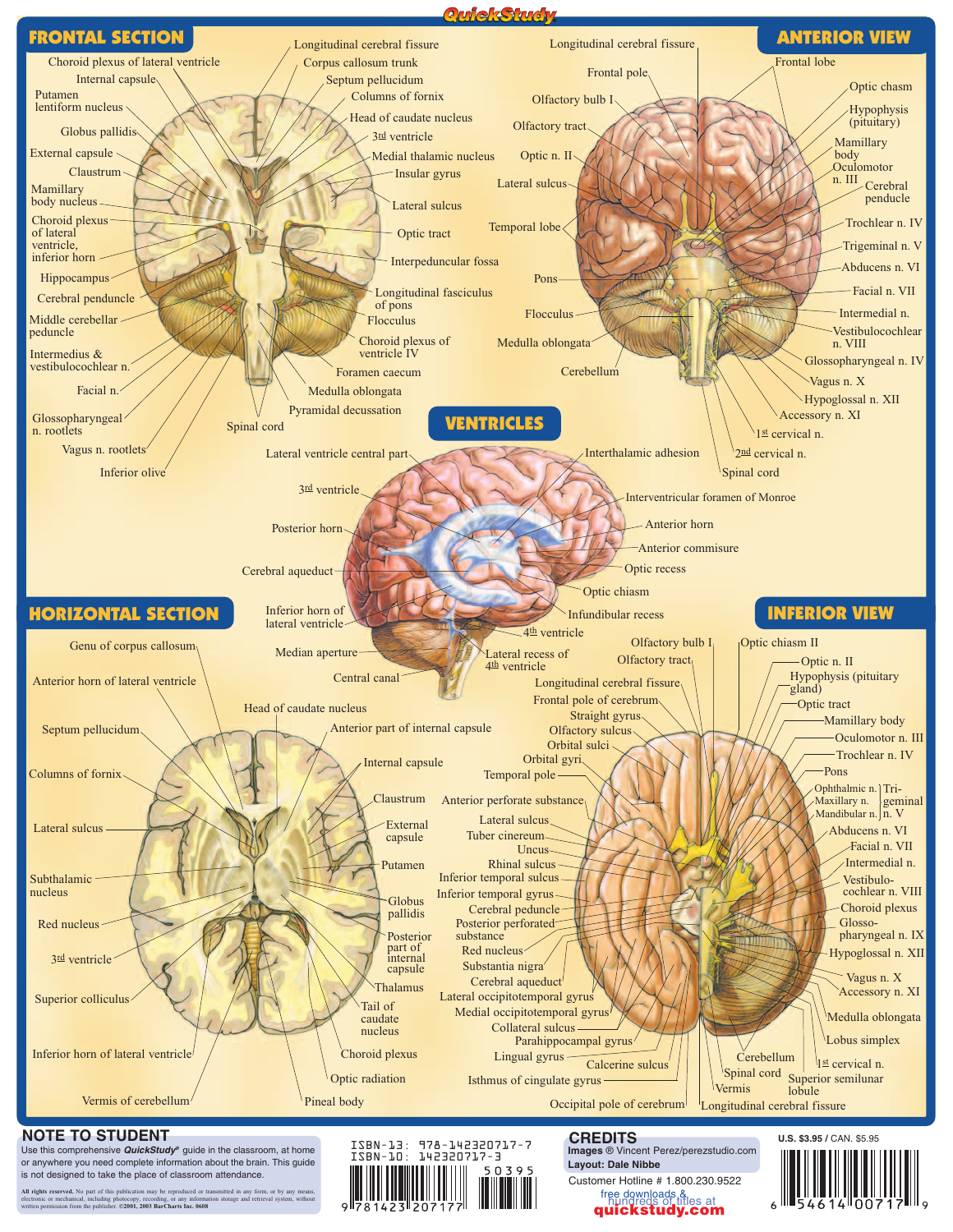QuickStudy

## FRONTAL SECTION

Choroid plexus of lateral ventricle
Internal capsule
Putamen lentiform nucleus
Globus pallidis
External capsule
Claustrum
Mamillary body nucleus
Choroid plexus of lateral ventricle, inferior horn
Hippocampus
Cerebral penduncle
Middle cerebellar peduncle
Intermedius & vestibulocochlear n.
Facial n.
Glossopharyngeal n. rootlets
Vagus n. rootlets
Inferior olive
Longitudinal cerebral fissure
Corpus callosum trunk
Septum pellucidum
Columns of fornix
Head of caudate nucleus
3rd ventricle
Medial thalamic nucleus
Insular gyrus
Lateral sulcus
Optic tract
Interpeduncular fossa
Longitudinal fasciculus of pons
Flocculus
Choroid plexus of ventricle IV
Foramen caecum
Medulla oblongata
Pyramidal decussation
Spinal cord

## ANTERIOR VIEW

Longitudinal cerebral fissure
Frontal pole
Olfactory bulb I
Olfactory tract
Optic n. II
Lateral sulcus
Temporal lobe
Pons
Flocculus
Medulla oblongata
Cerebellum
Frontal lobe
Optic chasm
Hypophysis (pituitary)
Mamillary body
Oculomotor n. III
Cerebral penducle
Trochlear n. IV
Trigeminal n. V
Abducens n. VI
Facial n. VII
Intermedial n.
Vestibulocochlear n. VIII
Glossopharyngeal n. IX
Vagus n. X
Hypoglossal n. XII
Accessory n. XI
1st cervical n.
2nd cervical n.
Spinal cord

## VENTRICLES

Lateral ventricle central part
3rd ventricle
Posterior horn
Cerebral aqueduct
Inferior horn of lateral ventricle
Median aperture
Central canal
Interthalamic adhesion
Interventricular foramen of Monroe
Anterior horn
Anterior commisure
Optic recess
Optic chiasm
Infundibular recess
4th ventricle
Lateral recess of 4th ventricle

## HORIZONTAL SECTION

Genu of corpus callosum
Anterior horn of lateral ventricle
Septum pellucidum
Columns of fornix
Lateral sulcus
Subthalamic nucleus
Red nucleus
3rd ventricle
Superior colliculus
Inferior horn of lateral ventricle
Vermis of cerebellum
Head of caudate nucleus
Anterior part of internal capsule
Internal capsule
Claustrum
External capsule
Putamen
Globus pallidis
Posterior part of internal capsule
Thalamus
Tail of caudate nucleus
Choroid plexus
Optic radiation
Pineal body

## INFERIOR VIEW

Olfactory bulb I
Olfactory tract
Longitudinal cerebral fissure
Frontal pole of cerebrum
Straight gyrus
Olfactory sulcus
Orbital sulci
Orbital gyri
Temporal pole
Anterior perforate substance
Lateral sulcus
Tuber cinereum
Uncus
Rhinal sulcus
Inferior temporal sulcus
Inferior temporal gyrus
Cerebral peduncle
Posterior perforated substance
Red nucleus
Substantia nigra
Cerebral aqueduct
Lateral occipitotemporal gyrus
Medial occipitotemporal gyrus
Collateral sulcus
Parahippocampal gyrus
Lingual gyrus
Calcerine sulcus
Isthmus of cingulate gyrus
Occipital pole of cerebrum
Optic chiasm II
Optic n. II
Hypophysis (pituitary gland)
Optic tract
Mamillary body
Oculomotor n. III
Trochlear n. IV
Pons
Ophthalmic n. / Maxillary n. / Mandibular n. — Trigeminal n. V
Abducens n. VI
Facial n. VII
Intermedial n.
Vestibulocochlear n. VIII
Choroid plexus
Glossopharyngeal n. IX
Hypoglossal n. XII
Vagus n. X
Accessory n. XI
Medulla oblongata
Lobus simplex
Cerebellum
1st cervical n.
Spinal cord
Vermis
Superior semilunar lobule
Longitudinal cerebral fissure

**NOTE TO STUDENT**

Use this comprehensive *QuickStudy®* guide in the classroom, at home or anywhere you need complete information about the brain. This guide is not designed to take the place of classroom attendance.

All rights reserved. No part of this publication may be reproduced or transmitted in any form, or by any means, electronic or mechanical, including photocopy, recording, or any information storage and retrieval system, without written permission from the publisher. ©2001, 2003 BarCharts Inc. 0608

ISBN-13: 978-142320717-7
ISBN-10: 142320717-3

50395

9 781423 207177

**CREDITS**

**Images** © Vincent Perez/perezstudio.com
**Layout: Dale Nibbe**

Customer Hotline # 1.800.230.9522

free downloads & hundreds of titles at **quickstudy.com**

**U.S. $3.95** / CAN. $5.95

6 54614 00717 9